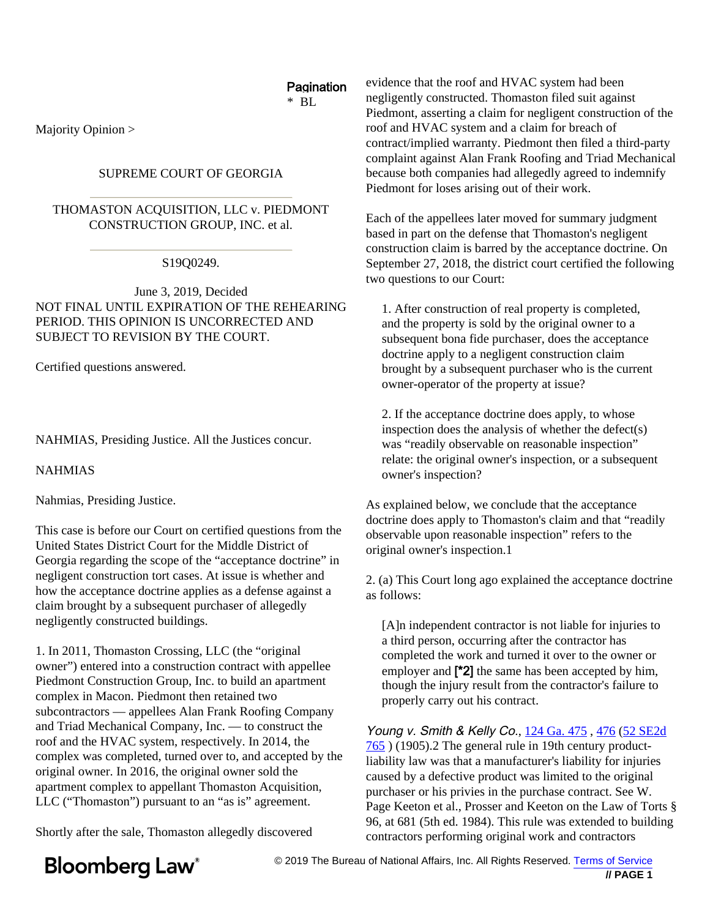Pagination
* BL

Majority Opinion >

SUPREME COURT OF GEORGIA

THOMASTON ACQUISITION, LLC v. PIEDMONT CONSTRUCTION GROUP, INC. et al.

S19Q0249.

June 3, 2019, Decided

NOT FINAL UNTIL EXPIRATION OF THE REHEARING PERIOD. THIS OPINION IS UNCORRECTED AND SUBJECT TO REVISION BY THE COURT.

Certified questions answered.

NAHMIAS, Presiding Justice. All the Justices concur.

NAHMIAS

Nahmias, Presiding Justice.

This case is before our Court on certified questions from the United States District Court for the Middle District of Georgia regarding the scope of the "acceptance doctrine" in negligent construction tort cases. At issue is whether and how the acceptance doctrine applies as a defense against a claim brought by a subsequent purchaser of allegedly negligently constructed buildings.

1. In 2011, Thomaston Crossing, LLC (the "original owner") entered into a construction contract with appellee Piedmont Construction Group, Inc. to build an apartment complex in Macon. Piedmont then retained two subcontractors — appellees Alan Frank Roofing Company and Triad Mechanical Company, Inc. — to construct the roof and the HVAC system, respectively. In 2014, the complex was completed, turned over to, and accepted by the original owner. In 2016, the original owner sold the apartment complex to appellant Thomaston Acquisition, LLC ("Thomaston") pursuant to an "as is" agreement.

Shortly after the sale, Thomaston allegedly discovered evidence that the roof and HVAC system had been negligently constructed. Thomaston filed suit against Piedmont, asserting a claim for negligent construction of the roof and HVAC system and a claim for breach of contract/implied warranty. Piedmont then filed a third-party complaint against Alan Frank Roofing and Triad Mechanical because both companies had allegedly agreed to indemnify Piedmont for loses arising out of their work.

Each of the appellees later moved for summary judgment based in part on the defense that Thomaston's negligent construction claim is barred by the acceptance doctrine. On September 27, 2018, the district court certified the following two questions to our Court:

> 1. After construction of real property is completed, and the property is sold by the original owner to a subsequent bona fide purchaser, does the acceptance doctrine apply to a negligent construction claim brought by a subsequent purchaser who is the current owner-operator of the property at issue?
>
> 2. If the acceptance doctrine does apply, to whose inspection does the analysis of whether the defect(s) was "readily observable on reasonable inspection" relate: the original owner's inspection, or a subsequent owner's inspection?

As explained below, we conclude that the acceptance doctrine does apply to Thomaston's claim and that "readily observable upon reasonable inspection" refers to the original owner's inspection.1

2. (a) This Court long ago explained the acceptance doctrine as follows:

> [A]n independent contractor is not liable for injuries to a third person, occurring after the contractor has completed the work and turned it over to the owner or employer and [*2] the same has been accepted by him, though the injury result from the contractor's failure to properly carry out his contract.

*Young v. Smith & Kelly Co.*, 124 Ga. 475 , 476 (52 SE2d 765 ) (1905).2 The general rule in 19th century product-liability law was that a manufacturer's liability for injuries caused by a defective product was limited to the original purchaser or his privies in the purchase contract. See W. Page Keeton et al., Prosser and Keeton on the Law of Torts § 96, at 681 (5th ed. 1984). This rule was extended to building contractors performing original work and contractors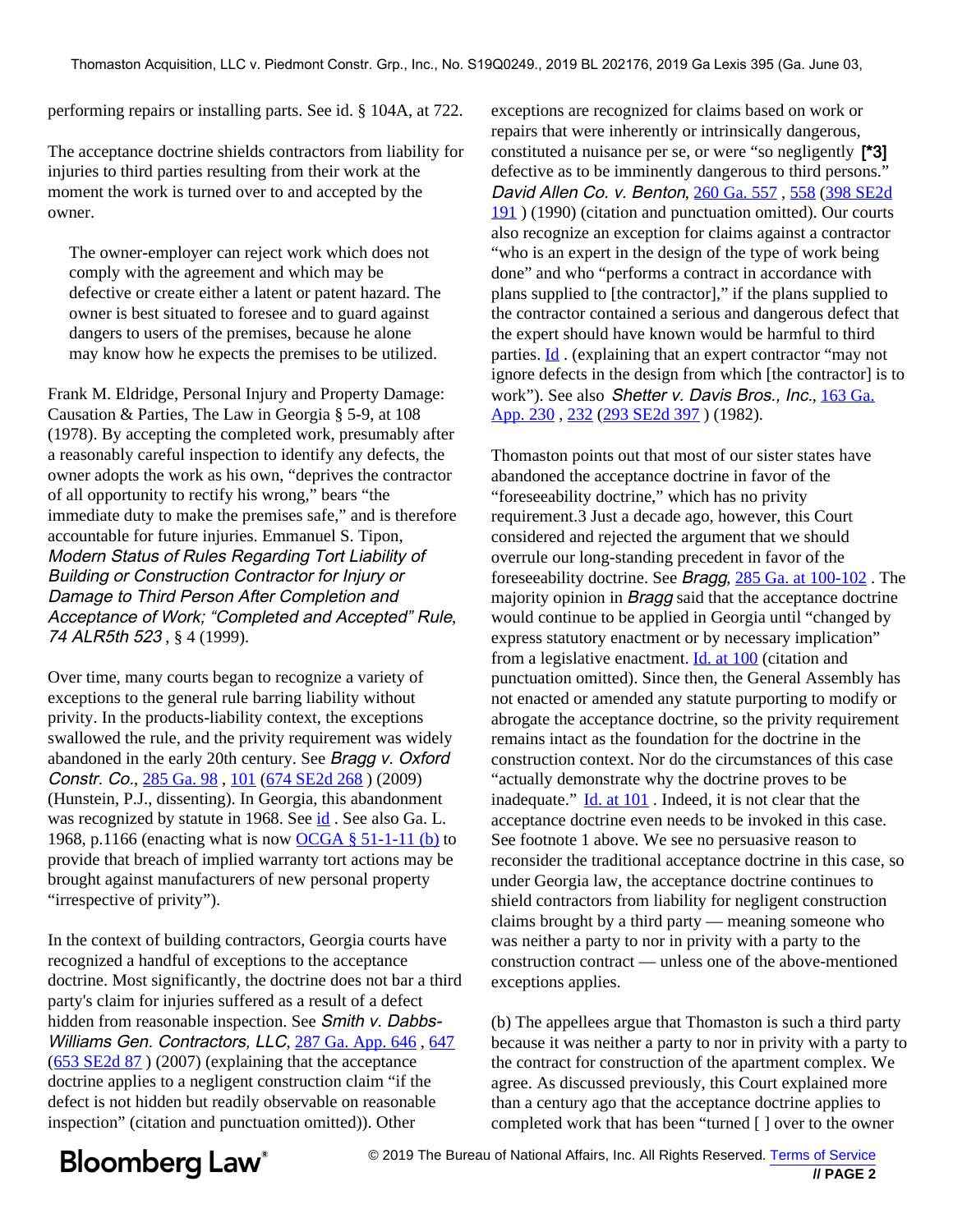performing repairs or installing parts. See id. § 104A, at 722.

The acceptance doctrine shields contractors from liability for injuries to third parties resulting from their work at the moment the work is turned over to and accepted by the owner.

> The owner-employer can reject work which does not comply with the agreement and which may be defective or create either a latent or patent hazard. The owner is best situated to foresee and to guard against dangers to users of the premises, because he alone may know how he expects the premises to be utilized.

Frank M. Eldridge, Personal Injury and Property Damage: Causation & Parties, The Law in Georgia § 5-9, at 108 (1978). By accepting the completed work, presumably after a reasonably careful inspection to identify any defects, the owner adopts the work as his own, "deprives the contractor of all opportunity to rectify his wrong," bears "the immediate duty to make the premises safe," and is therefore accountable for future injuries. Emmanuel S. Tipon, *Modern Status of Rules Regarding Tort Liability of Building or Construction Contractor for Injury or Damage to Third Person After Completion and Acceptance of Work; "Completed and Accepted" Rule, 74 ALR5th 523*, § 4 (1999).

Over time, many courts began to recognize a variety of exceptions to the general rule barring liability without privity. In the products-liability context, the exceptions swallowed the rule, and the privity requirement was widely abandoned in the early 20th century. See *Bragg v. Oxford Constr. Co.*, 285 Ga. 98 , 101 (674 SE2d 268 ) (2009) (Hunstein, P.J., dissenting). In Georgia, this abandonment was recognized by statute in 1968. See id . See also Ga. L. 1968, p.1166 (enacting what is now OCGA § 51-1-11 (b) to provide that breach of implied warranty tort actions may be brought against manufacturers of new personal property "irrespective of privity").

In the context of building contractors, Georgia courts have recognized a handful of exceptions to the acceptance doctrine. Most significantly, the doctrine does not bar a third party's claim for injuries suffered as a result of a defect hidden from reasonable inspection. See *Smith v. Dabbs-Williams Gen. Contractors, LLC*, 287 Ga. App. 646 , 647 (653 SE2d 87 ) (2007) (explaining that the acceptance doctrine applies to a negligent construction claim "if the defect is not hidden but readily observable on reasonable inspection" (citation and punctuation omitted)). Other exceptions are recognized for claims based on work or repairs that were inherently or intrinsically dangerous, constituted a nuisance per se, or were "so negligently **[*3]** defective as to be imminently dangerous to third persons." *David Allen Co. v. Benton*, 260 Ga. 557 , 558 (398 SE2d 191 ) (1990) (citation and punctuation omitted). Our courts also recognize an exception for claims against a contractor "who is an expert in the design of the type of work being done" and who "performs a contract in accordance with plans supplied to [the contractor]," if the plans supplied to the contractor contained a serious and dangerous defect that the expert should have known would be harmful to third parties. Id . (explaining that an expert contractor "may not ignore defects in the design from which [the contractor] is to work"). See also *Shetter v. Davis Bros., Inc.*, 163 Ga. App. 230 , 232 (293 SE2d 397 ) (1982).

Thomaston points out that most of our sister states have abandoned the acceptance doctrine in favor of the "foreseeability doctrine," which has no privity requirement.3 Just a decade ago, however, this Court considered and rejected the argument that we should overrule our long-standing precedent in favor of the foreseeability doctrine. See *Bragg*, 285 Ga. at 100-102 . The majority opinion in *Bragg* said that the acceptance doctrine would continue to be applied in Georgia until "changed by express statutory enactment or by necessary implication" from a legislative enactment. Id. at 100 (citation and punctuation omitted). Since then, the General Assembly has not enacted or amended any statute purporting to modify or abrogate the acceptance doctrine, so the privity requirement remains intact as the foundation for the doctrine in the construction context. Nor do the circumstances of this case "actually demonstrate why the doctrine proves to be inadequate." Id. at 101 . Indeed, it is not clear that the acceptance doctrine even needs to be invoked in this case. See footnote 1 above. We see no persuasive reason to reconsider the traditional acceptance doctrine in this case, so under Georgia law, the acceptance doctrine continues to shield contractors from liability for negligent construction claims brought by a third party — meaning someone who was neither a party to nor in privity with a party to the construction contract — unless one of the above-mentioned exceptions applies.

(b) The appellees argue that Thomaston is such a third party because it was neither a party to nor in privity with a party to the contract for construction of the apartment complex. We agree. As discussed previously, this Court explained more than a century ago that the acceptance doctrine applies to completed work that has been "turned [ ] over to the owner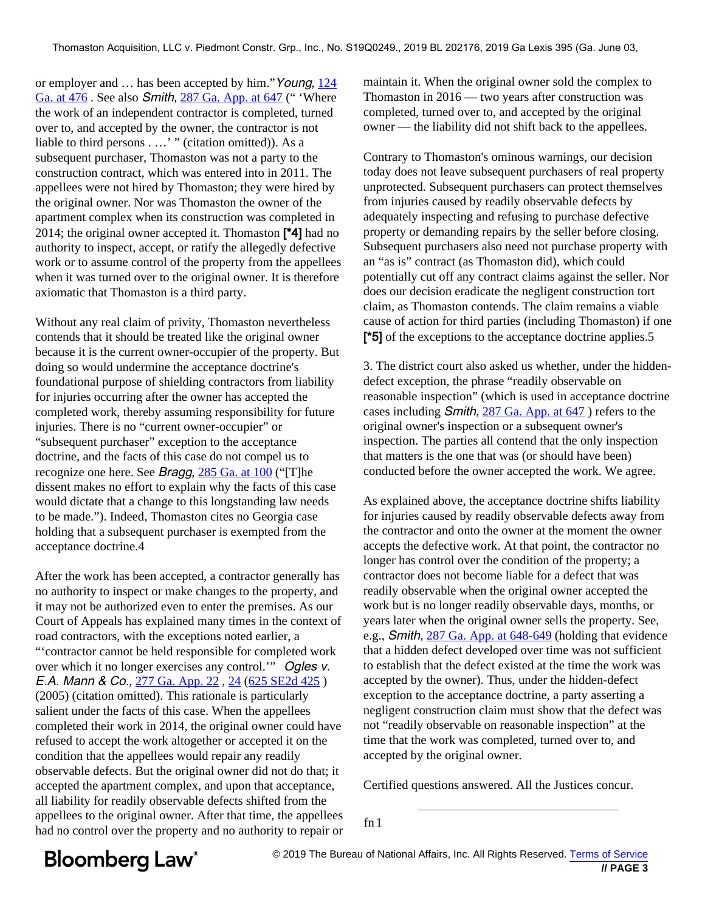or employer and … has been accepted by him." *Young*, 124 Ga. at 476 . See also *Smith*, 287 Ga. App. at 647 (" 'Where the work of an independent contractor is completed, turned over to, and accepted by the owner, the contractor is not liable to third persons . …' " (citation omitted)). As a subsequent purchaser, Thomaston was not a party to the construction contract, which was entered into in 2011. The appellees were not hired by Thomaston; they were hired by the original owner. Nor was Thomaston the owner of the apartment complex when its construction was completed in 2014; the original owner accepted it. Thomaston **[*4]** had no authority to inspect, accept, or ratify the allegedly defective work or to assume control of the property from the appellees when it was turned over to the original owner. It is therefore axiomatic that Thomaston is a third party.

Without any real claim of privity, Thomaston nevertheless contends that it should be treated like the original owner because it is the current owner-occupier of the property. But doing so would undermine the acceptance doctrine's foundational purpose of shielding contractors from liability for injuries occurring after the owner has accepted the completed work, thereby assuming responsibility for future injuries. There is no "current owner-occupier" or "subsequent purchaser" exception to the acceptance doctrine, and the facts of this case do not compel us to recognize one here. See *Bragg*, 285 Ga. at 100 ("[T]he dissent makes no effort to explain why the facts of this case would dictate that a change to this longstanding law needs to be made."). Indeed, Thomaston cites no Georgia case holding that a subsequent purchaser is exempted from the acceptance doctrine.4

After the work has been accepted, a contractor generally has no authority to inspect or make changes to the property, and it may not be authorized even to enter the premises. As our Court of Appeals has explained many times in the context of road contractors, with the exceptions noted earlier, a "'contractor cannot be held responsible for completed work over which it no longer exercises any control.'" *Ogles v. E.A. Mann & Co.*, 277 Ga. App. 22 , 24 (625 SE2d 425 ) (2005) (citation omitted). This rationale is particularly salient under the facts of this case. When the appellees completed their work in 2014, the original owner could have refused to accept the work altogether or accepted it on the condition that the appellees would repair any readily observable defects. But the original owner did not do that; it accepted the apartment complex, and upon that acceptance, all liability for readily observable defects shifted from the appellees to the original owner. After that time, the appellees had no control over the property and no authority to repair or maintain it. When the original owner sold the complex to Thomaston in 2016 — two years after construction was completed, turned over to, and accepted by the original owner — the liability did not shift back to the appellees.

Contrary to Thomaston's ominous warnings, our decision today does not leave subsequent purchasers of real property unprotected. Subsequent purchasers can protect themselves from injuries caused by readily observable defects by adequately inspecting and refusing to purchase defective property or demanding repairs by the seller before closing. Subsequent purchasers also need not purchase property with an "as is" contract (as Thomaston did), which could potentially cut off any contract claims against the seller. Nor does our decision eradicate the negligent construction tort claim, as Thomaston contends. The claim remains a viable cause of action for third parties (including Thomaston) if one **[*5]** of the exceptions to the acceptance doctrine applies.5

3. The district court also asked us whether, under the hidden-defect exception, the phrase "readily observable on reasonable inspection" (which is used in acceptance doctrine cases including *Smith*, 287 Ga. App. at 647 ) refers to the original owner's inspection or a subsequent owner's inspection. The parties all contend that the only inspection that matters is the one that was (or should have been) conducted before the owner accepted the work. We agree.

As explained above, the acceptance doctrine shifts liability for injuries caused by readily observable defects away from the contractor and onto the owner at the moment the owner accepts the defective work. At that point, the contractor no longer has control over the condition of the property; a contractor does not become liable for a defect that was readily observable when the original owner accepted the work but is no longer readily observable days, months, or years later when the original owner sells the property. See, e.g., *Smith*, 287 Ga. App. at 648-649 (holding that evidence that a hidden defect developed over time was not sufficient to establish that the defect existed at the time the work was accepted by the owner). Thus, under the hidden-defect exception to the acceptance doctrine, a party asserting a negligent construction claim must show that the defect was not "readily observable on reasonable inspection" at the time that the work was completed, turned over to, and accepted by the original owner.

Certified questions answered. All the Justices concur.

---

fn 1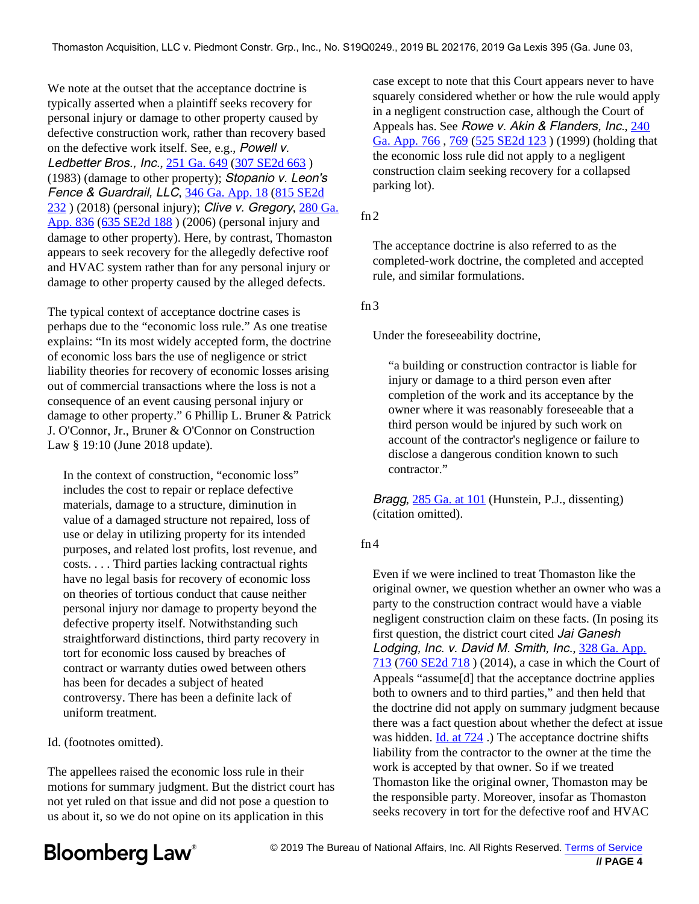We note at the outset that the acceptance doctrine is typically asserted when a plaintiff seeks recovery for personal injury or damage to other property caused by defective construction work, rather than recovery based on the defective work itself. See, e.g., *Powell v. Ledbetter Bros., Inc.*, 251 Ga. 649 (307 SE2d 663 ) (1983) (damage to other property); *Stopanio v. Leon's Fence & Guardrail, LLC*, 346 Ga. App. 18 (815 SE2d 232 ) (2018) (personal injury); *Clive v. Gregory*, 280 Ga. App. 836 (635 SE2d 188 ) (2006) (personal injury and damage to other property). Here, by contrast, Thomaston appears to seek recovery for the allegedly defective roof and HVAC system rather than for any personal injury or damage to other property caused by the alleged defects.

The typical context of acceptance doctrine cases is perhaps due to the "economic loss rule." As one treatise explains: "In its most widely accepted form, the doctrine of economic loss bars the use of negligence or strict liability theories for recovery of economic losses arising out of commercial transactions where the loss is not a consequence of an event causing personal injury or damage to other property." 6 Phillip L. Bruner & Patrick J. O'Connor, Jr., Bruner & O'Connor on Construction Law § 19:10 (June 2018 update).

> In the context of construction, "economic loss" includes the cost to repair or replace defective materials, damage to a structure, diminution in value of a damaged structure not repaired, loss of use or delay in utilizing property for its intended purposes, and related lost profits, lost revenue, and costs. . . . Third parties lacking contractual rights have no legal basis for recovery of economic loss on theories of tortious conduct that cause neither personal injury nor damage to property beyond the defective property itself. Notwithstanding such straightforward distinctions, third party recovery in tort for economic loss caused by breaches of contract or warranty duties owed between others has been for decades a subject of heated controversy. There has been a definite lack of uniform treatment.

Id. (footnotes omitted).

The appellees raised the economic loss rule in their motions for summary judgment. But the district court has not yet ruled on that issue and did not pose a question to us about it, so we do not opine on its application in this case except to note that this Court appears never to have squarely considered whether or how the rule would apply in a negligent construction case, although the Court of Appeals has. See *Rowe v. Akin & Flanders, Inc.*, 240 Ga. App. 766 , 769 (525 SE2d 123 ) (1999) (holding that the economic loss rule did not apply to a negligent construction claim seeking recovery for a collapsed parking lot).

fn 2

The acceptance doctrine is also referred to as the completed-work doctrine, the completed and accepted rule, and similar formulations.

fn 3

Under the foreseeability doctrine,

> "a building or construction contractor is liable for injury or damage to a third person even after completion of the work and its acceptance by the owner where it was reasonably foreseeable that a third person would be injured by such work on account of the contractor's negligence or failure to disclose a dangerous condition known to such contractor."

*Bragg*, 285 Ga. at 101 (Hunstein, P.J., dissenting) (citation omitted).

fn 4

Even if we were inclined to treat Thomaston like the original owner, we question whether an owner who was a party to the construction contract would have a viable negligent construction claim on these facts. (In posing its first question, the district court cited *Jai Ganesh Lodging, Inc. v. David M. Smith, Inc.*, 328 Ga. App. 713 (760 SE2d 718 ) (2014), a case in which the Court of Appeals "assume[d] that the acceptance doctrine applies both to owners and to third parties," and then held that the doctrine did not apply on summary judgment because there was a fact question about whether the defect at issue was hidden. Id. at 724 .) The acceptance doctrine shifts liability from the contractor to the owner at the time the work is accepted by that owner. So if we treated Thomaston like the original owner, Thomaston may be the responsible party. Moreover, insofar as Thomaston seeks recovery in tort for the defective roof and HVAC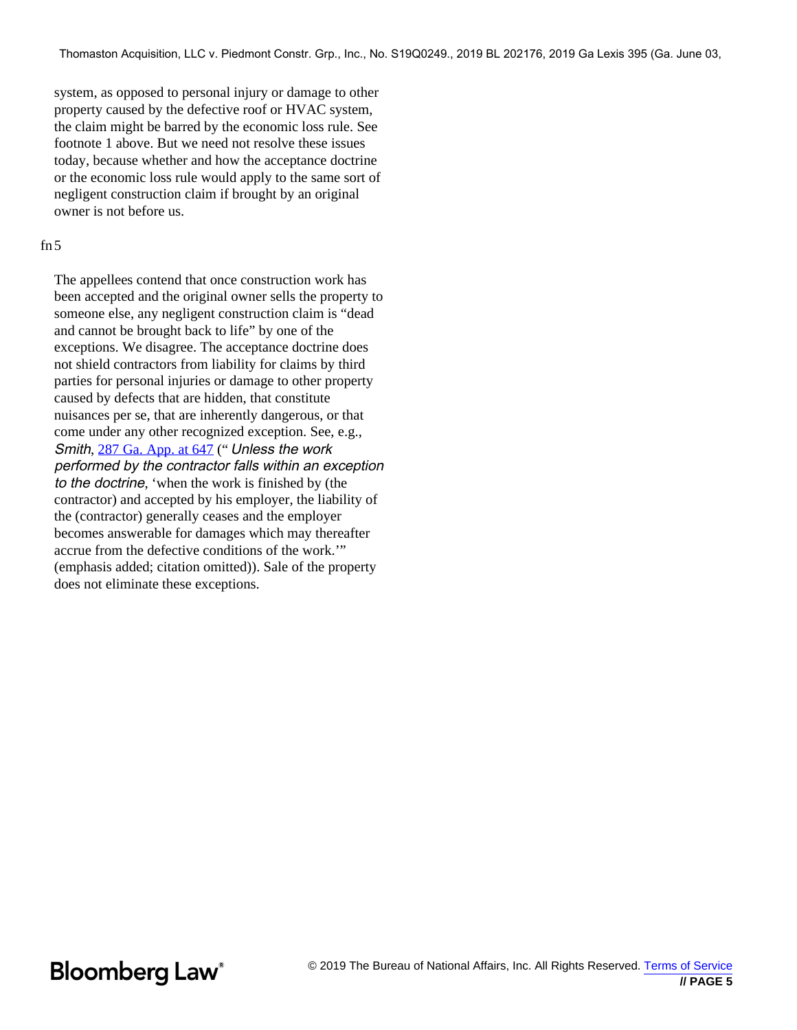system, as opposed to personal injury or damage to other property caused by the defective roof or HVAC system, the claim might be barred by the economic loss rule. See footnote 1 above. But we need not resolve these issues today, because whether and how the acceptance doctrine or the economic loss rule would apply to the same sort of negligent construction claim if brought by an original owner is not before us.

fn 5

The appellees contend that once construction work has been accepted and the original owner sells the property to someone else, any negligent construction claim is "dead and cannot be brought back to life" by one of the exceptions. We disagree. The acceptance doctrine does not shield contractors from liability for claims by third parties for personal injuries or damage to other property caused by defects that are hidden, that constitute nuisances per se, that are inherently dangerous, or that come under any other recognized exception. See, e.g., *Smith*, 287 Ga. App. at 647 (" *Unless the work performed by the contractor falls within an exception to the doctrine*, 'when the work is finished by (the contractor) and accepted by his employer, the liability of the (contractor) generally ceases and the employer becomes answerable for damages which may thereafter accrue from the defective conditions of the work.'" (emphasis added; citation omitted)). Sale of the property does not eliminate these exceptions.